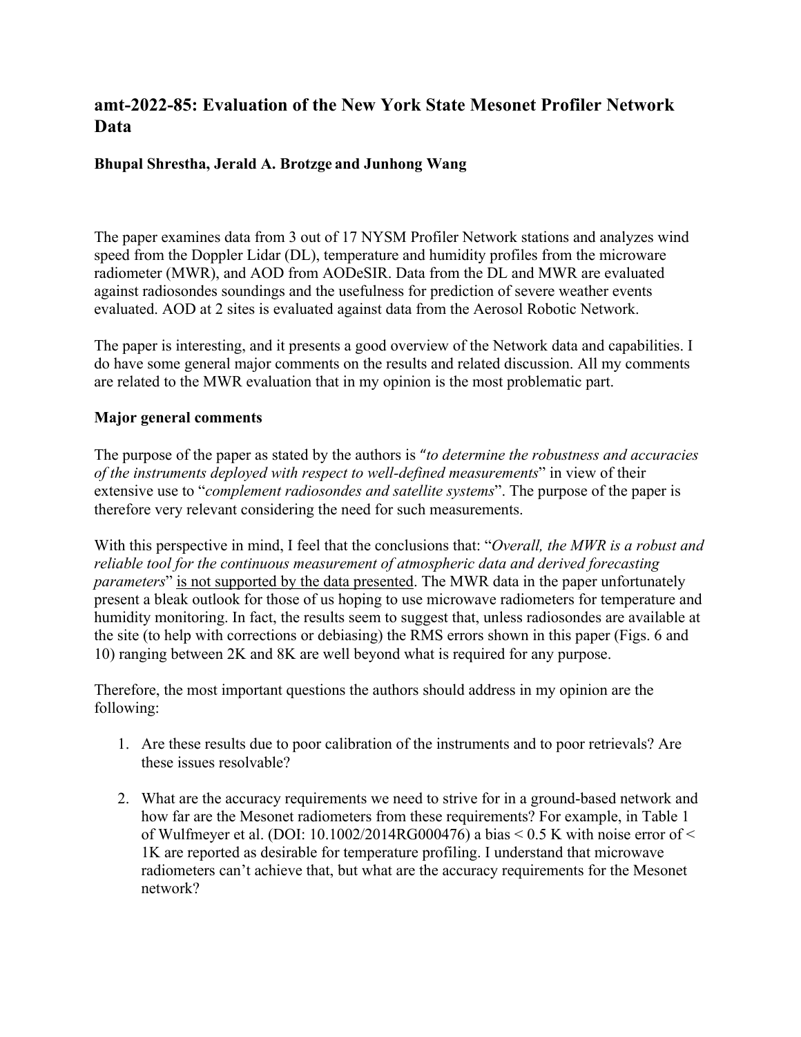## amt-2022-85: Evaluation of the New York State Mesonet Profiler Network Data

**Bhupal Shrestha, Jerald A. Brotzge and Junhong Wang**

The paper examines data from 3 out of 17 NYSM Profiler Network stations and analyzes wind speed from the Doppler Lidar (DL), temperature and humidity profiles from the microware radiometer (MWR), and AOD from AODeSIR. Data from the DL and MWR are evaluated against radiosondes soundings and the usefulness for prediction of severe weather events evaluated. AOD at 2 sites is evaluated against data from the Aerosol Robotic Network.

The paper is interesting, and it presents a good overview of the Network data and capabilities. I do have some general major comments on the results and related discussion. All my comments are related to the MWR evaluation that in my opinion is the most problematic part.

**Major general comments**

The purpose of the paper as stated by the authors is "*to determine the robustness and accuracies of the instruments deployed with respect to well-defined measurements*" in view of their extensive use to "*complement radiosondes and satellite systems*". The purpose of the paper is therefore very relevant considering the need for such measurements.

With this perspective in mind, I feel that the conclusions that: "*Overall, the MWR is a robust and reliable tool for the continuous measurement of atmospheric data and derived forecasting parameters*" <u>is not supported by the data presented</u>. The MWR data in the paper unfortunately present a bleak outlook for those of us hoping to use microwave radiometers for temperature and humidity monitoring. In fact, the results seem to suggest that, unless radiosondes are available at the site (to help with corrections or debiasing) the RMS errors shown in this paper (Figs. 6 and 10) ranging between 2K and 8K are well beyond what is required for any purpose.

Therefore, the most important questions the authors should address in my opinion are the following:

1. Are these results due to poor calibration of the instruments and to poor retrievals? Are these issues resolvable?

2. What are the accuracy requirements we need to strive for in a ground-based network and how far are the Mesonet radiometers from these requirements? For example, in Table 1 of Wulfmeyer et al. (DOI: 10.1002/2014RG000476) a bias < 0.5 K with noise error of < 1K are reported as desirable for temperature profiling. I understand that microwave radiometers can't achieve that, but what are the accuracy requirements for the Mesonet network?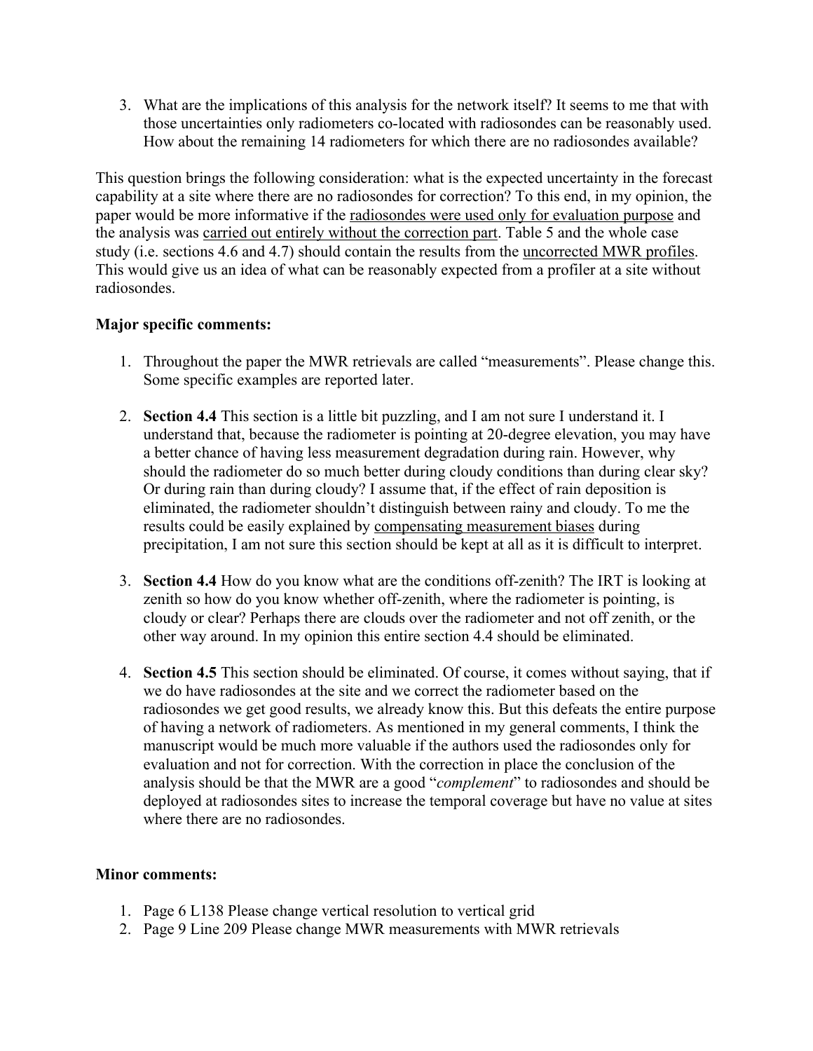3. What are the implications of this analysis for the network itself? It seems to me that with those uncertainties only radiometers co-located with radiosondes can be reasonably used. How about the remaining 14 radiometers for which there are no radiosondes available?

This question brings the following consideration: what is the expected uncertainty in the forecast capability at a site where there are no radiosondes for correction? To this end, in my opinion, the paper would be more informative if the <u>radiosondes were used only for evaluation purpose</u> and the analysis was <u>carried out entirely without the correction part</u>. Table 5 and the whole case study (i.e. sections 4.6 and 4.7) should contain the results from the <u>uncorrected MWR profiles</u>. This would give us an idea of what can be reasonably expected from a profiler at a site without radiosondes.

**Major specific comments:**

1. Throughout the paper the MWR retrievals are called "measurements". Please change this. Some specific examples are reported later.

2. **Section 4.4** This section is a little bit puzzling, and I am not sure I understand it. I understand that, because the radiometer is pointing at 20-degree elevation, you may have a better chance of having less measurement degradation during rain. However, why should the radiometer do so much better during cloudy conditions than during clear sky? Or during rain than during cloudy? I assume that, if the effect of rain deposition is eliminated, the radiometer shouldn't distinguish between rainy and cloudy. To me the results could be easily explained by <u>compensating measurement biases</u> during precipitation, I am not sure this section should be kept at all as it is difficult to interpret.

3. **Section 4.4** How do you know what are the conditions off-zenith? The IRT is looking at zenith so how do you know whether off-zenith, where the radiometer is pointing, is cloudy or clear? Perhaps there are clouds over the radiometer and not off zenith, or the other way around. In my opinion this entire section 4.4 should be eliminated.

4. **Section 4.5** This section should be eliminated. Of course, it comes without saying, that if we do have radiosondes at the site and we correct the radiometer based on the radiosondes we get good results, we already know this. But this defeats the entire purpose of having a network of radiometers. As mentioned in my general comments, I think the manuscript would be much more valuable if the authors used the radiosondes only for evaluation and not for correction. With the correction in place the conclusion of the analysis should be that the MWR are a good "*complement*" to radiosondes and should be deployed at radiosondes sites to increase the temporal coverage but have no value at sites where there are no radiosondes.

**Minor comments:**

1. Page 6 L138 Please change vertical resolution to vertical grid
2. Page 9 Line 209 Please change MWR measurements with MWR retrievals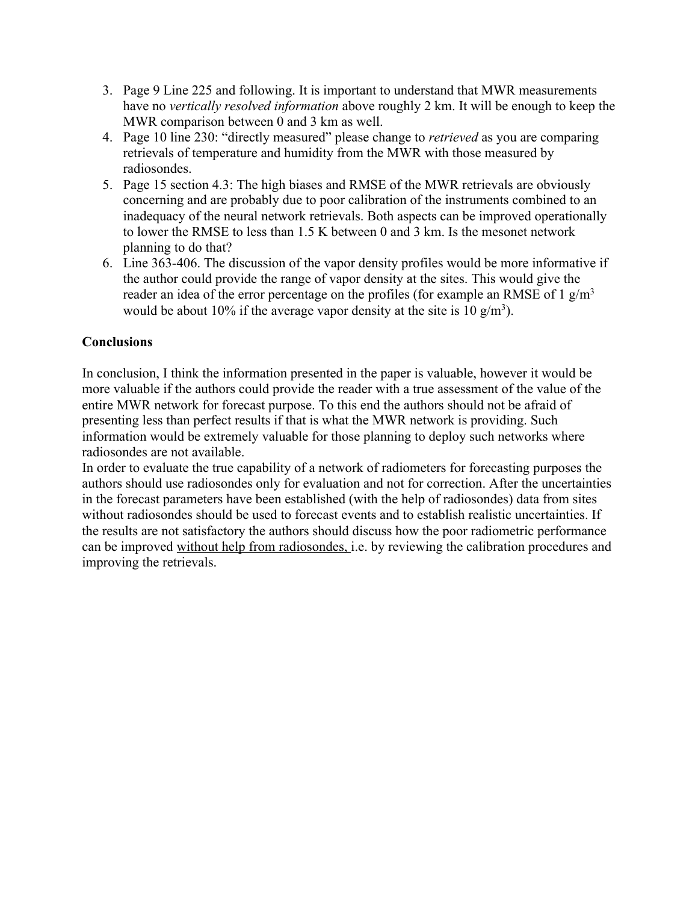3. Page 9 Line 225 and following. It is important to understand that MWR measurements have no *vertically resolved information* above roughly 2 km. It will be enough to keep the MWR comparison between 0 and 3 km as well.
4. Page 10 line 230: "directly measured" please change to *retrieved* as you are comparing retrievals of temperature and humidity from the MWR with those measured by radiosondes.
5. Page 15 section 4.3: The high biases and RMSE of the MWR retrievals are obviously concerning and are probably due to poor calibration of the instruments combined to an inadequacy of the neural network retrievals. Both aspects can be improved operationally to lower the RMSE to less than 1.5 K between 0 and 3 km. Is the mesonet network planning to do that?
6. Line 363-406. The discussion of the vapor density profiles would be more informative if the author could provide the range of vapor density at the sites. This would give the reader an idea of the error percentage on the profiles (for example an RMSE of 1 g/m$^3$ would be about 10% if the average vapor density at the site is 10 g/m$^3$).

**Conclusions**

In conclusion, I think the information presented in the paper is valuable, however it would be more valuable if the authors could provide the reader with a true assessment of the value of the entire MWR network for forecast purpose. To this end the authors should not be afraid of presenting less than perfect results if that is what the MWR network is providing. Such information would be extremely valuable for those planning to deploy such networks where radiosondes are not available.

In order to evaluate the true capability of a network of radiometers for forecasting purposes the authors should use radiosondes only for evaluation and not for correction. After the uncertainties in the forecast parameters have been established (with the help of radiosondes) data from sites without radiosondes should be used to forecast events and to establish realistic uncertainties. If the results are not satisfactory the authors should discuss how the poor radiometric performance can be improved <u>without help from radiosondes,</u> i.e. by reviewing the calibration procedures and improving the retrievals.